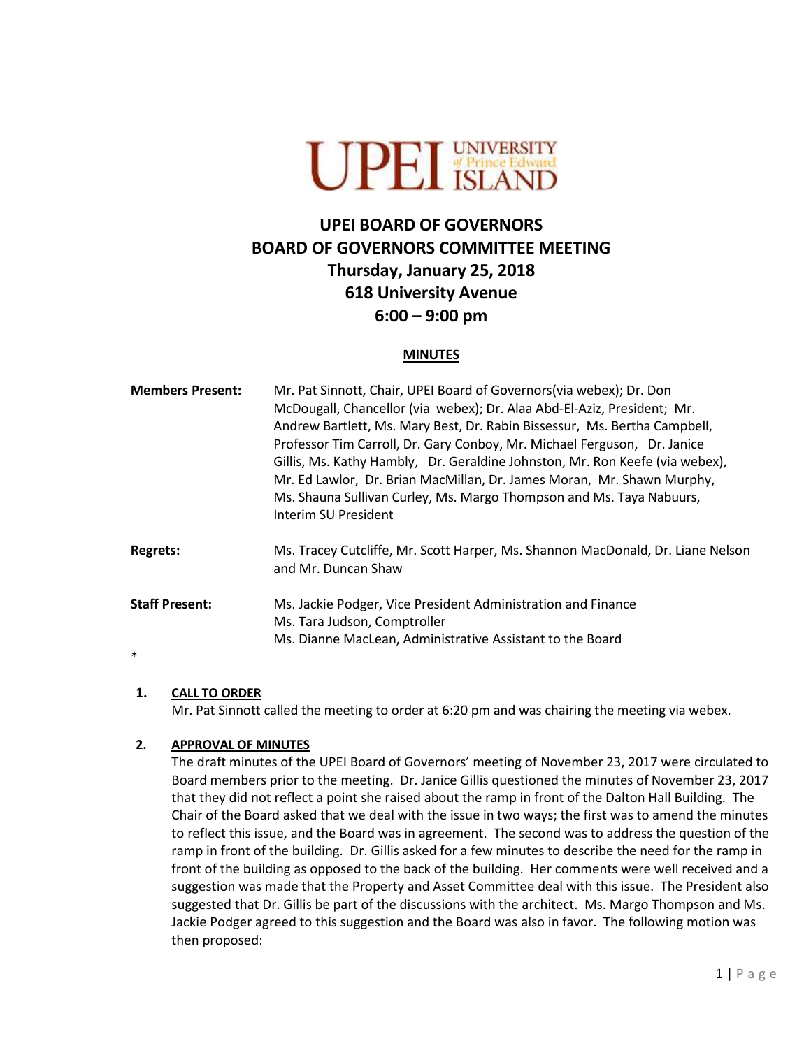# UPEI BOARD OF GOVERNORS
# BOARD OF GOVERNORS COMMITTEE MEETING
## Thursday, January 25, 2018
## 618 University Avenue
## 6:00 – 9:00 pm

**MINUTES**

**Members Present:** Mr. Pat Sinnott, Chair, UPEI Board of Governors(via webex); Dr. Don McDougall, Chancellor (via webex); Dr. Alaa Abd-El-Aziz, President; Mr. Andrew Bartlett, Ms. Mary Best, Dr. Rabin Bissessur, Ms. Bertha Campbell, Professor Tim Carroll, Dr. Gary Conboy, Mr. Michael Ferguson, Dr. Janice Gillis, Ms. Kathy Hambly, Dr. Geraldine Johnston, Mr. Ron Keefe (via webex), Mr. Ed Lawlor, Dr. Brian MacMillan, Dr. James Moran, Mr. Shawn Murphy, Ms. Shauna Sullivan Curley, Ms. Margo Thompson and Ms. Taya Nabuurs, Interim SU President

**Regrets:** Ms. Tracey Cutcliffe, Mr. Scott Harper, Ms. Shannon MacDonald, Dr. Liane Nelson and Mr. Duncan Shaw

**Staff Present:** Ms. Jackie Podger, Vice President Administration and Finance
Ms. Tara Judson, Comptroller
Ms. Dianne MacLean, Administrative Assistant to the Board

*

**1. CALL TO ORDER**

Mr. Pat Sinnott called the meeting to order at 6:20 pm and was chairing the meeting via webex.

**2. APPROVAL OF MINUTES**

The draft minutes of the UPEI Board of Governors' meeting of November 23, 2017 were circulated to Board members prior to the meeting. Dr. Janice Gillis questioned the minutes of November 23, 2017 that they did not reflect a point she raised about the ramp in front of the Dalton Hall Building. The Chair of the Board asked that we deal with the issue in two ways; the first was to amend the minutes to reflect this issue, and the Board was in agreement. The second was to address the question of the ramp in front of the building. Dr. Gillis asked for a few minutes to describe the need for the ramp in front of the building as opposed to the back of the building. Her comments were well received and a suggestion was made that the Property and Asset Committee deal with this issue. The President also suggested that Dr. Gillis be part of the discussions with the architect. Ms. Margo Thompson and Ms. Jackie Podger agreed to this suggestion and the Board was also in favor. The following motion was then proposed: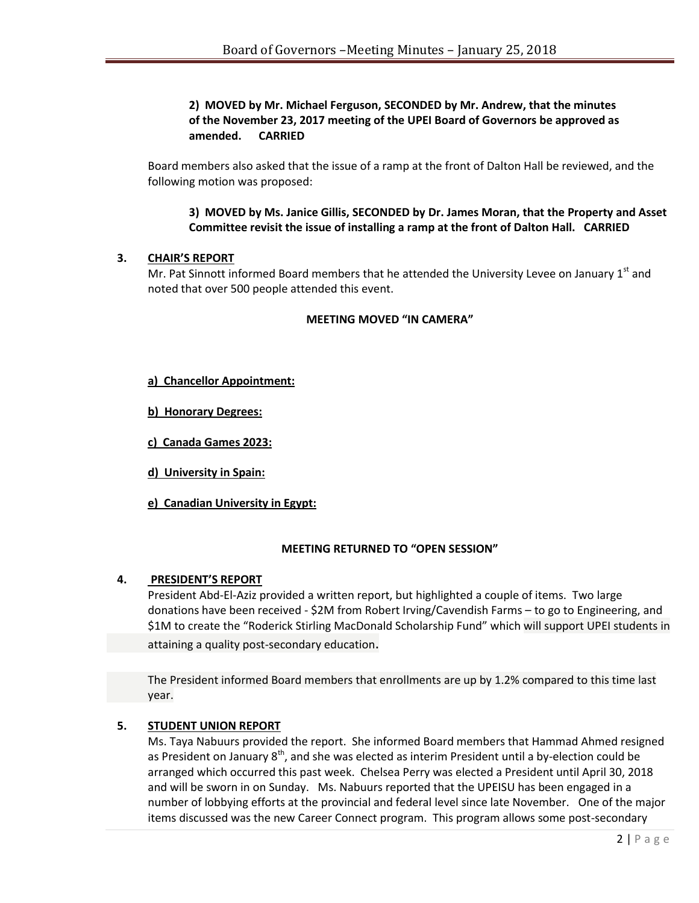**2) MOVED by Mr. Michael Ferguson, SECONDED by Mr. Andrew, that the minutes of the November 23, 2017 meeting of the UPEI Board of Governors be approved as amended. CARRIED**

Board members also asked that the issue of a ramp at the front of Dalton Hall be reviewed, and the following motion was proposed:

**3) MOVED by Ms. Janice Gillis, SECONDED by Dr. James Moran, that the Property and Asset Committee revisit the issue of installing a ramp at the front of Dalton Hall. CARRIED**

## 3. CHAIR'S REPORT

Mr. Pat Sinnott informed Board members that he attended the University Levee on January 1st and noted that over 500 people attended this event.

**MEETING MOVED "IN CAMERA"**

**a) Chancellor Appointment:**

**b) Honorary Degrees:**

**c) Canada Games 2023:**

**d) University in Spain:**

**e) Canadian University in Egypt:**

**MEETING RETURNED TO "OPEN SESSION"**

## 4. PRESIDENT'S REPORT

President Abd-El-Aziz provided a written report, but highlighted a couple of items. Two large donations have been received - $2M from Robert Irving/Cavendish Farms – to go to Engineering, and $1M to create the "Roderick Stirling MacDonald Scholarship Fund" which will support UPEI students in attaining a quality post-secondary education.

The President informed Board members that enrollments are up by 1.2% compared to this time last year.

## 5. STUDENT UNION REPORT

Ms. Taya Nabuurs provided the report. She informed Board members that Hammad Ahmed resigned as President on January 8th, and she was elected as interim President until a by-election could be arranged which occurred this past week. Chelsea Perry was elected a President until April 30, 2018 and will be sworn in on Sunday. Ms. Nabuurs reported that the UPEISU has been engaged in a number of lobbying efforts at the provincial and federal level since late November. One of the major items discussed was the new Career Connect program. This program allows some post-secondary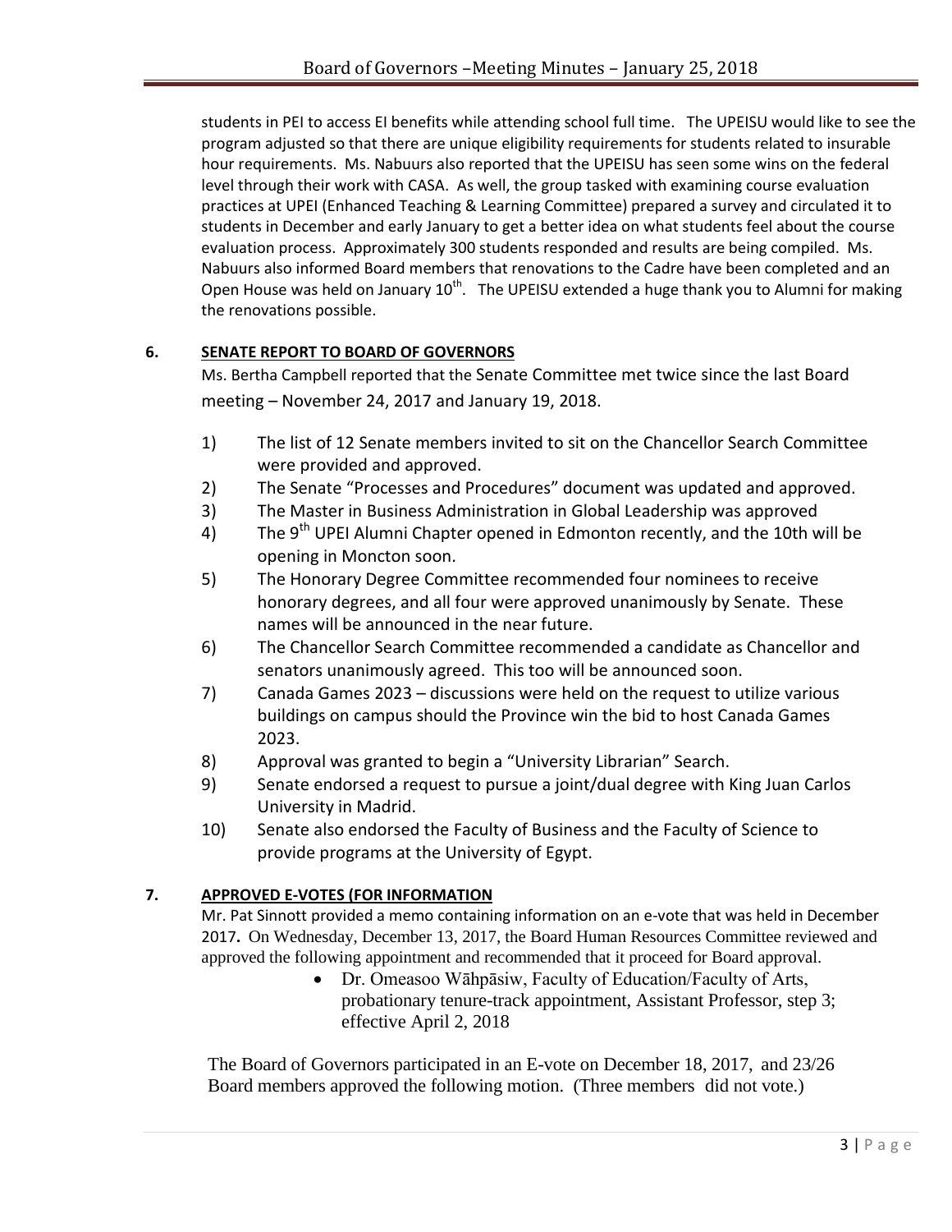students in PEI to access EI benefits while attending school full time. The UPEISU would like to see the program adjusted so that there are unique eligibility requirements for students related to insurable hour requirements. Ms. Nabuurs also reported that the UPEISU has seen some wins on the federal level through their work with CASA. As well, the group tasked with examining course evaluation practices at UPEI (Enhanced Teaching & Learning Committee) prepared a survey and circulated it to students in December and early January to get a better idea on what students feel about the course evaluation process. Approximately 300 students responded and results are being compiled. Ms. Nabuurs also informed Board members that renovations to the Cadre have been completed and an Open House was held on January 10th. The UPEISU extended a huge thank you to Alumni for making the renovations possible.

## 6. SENATE REPORT TO BOARD OF GOVERNORS

Ms. Bertha Campbell reported that the Senate Committee met twice since the last Board meeting – November 24, 2017 and January 19, 2018.

1) The list of 12 Senate members invited to sit on the Chancellor Search Committee were provided and approved.
2) The Senate "Processes and Procedures" document was updated and approved.
3) The Master in Business Administration in Global Leadership was approved
4) The 9th UPEI Alumni Chapter opened in Edmonton recently, and the 10th will be opening in Moncton soon.
5) The Honorary Degree Committee recommended four nominees to receive honorary degrees, and all four were approved unanimously by Senate. These names will be announced in the near future.
6) The Chancellor Search Committee recommended a candidate as Chancellor and senators unanimously agreed. This too will be announced soon.
7) Canada Games 2023 – discussions were held on the request to utilize various buildings on campus should the Province win the bid to host Canada Games 2023.
8) Approval was granted to begin a "University Librarian" Search.
9) Senate endorsed a request to pursue a joint/dual degree with King Juan Carlos University in Madrid.
10) Senate also endorsed the Faculty of Business and the Faculty of Science to provide programs at the University of Egypt.

## 7. APPROVED E-VOTES (FOR INFORMATION

Mr. Pat Sinnott provided a memo containing information on an e-vote that was held in December 2017. On Wednesday, December 13, 2017, the Board Human Resources Committee reviewed and approved the following appointment and recommended that it proceed for Board approval.

- Dr. Omeasoo Wāhpāsiw, Faculty of Education/Faculty of Arts, probationary tenure-track appointment, Assistant Professor, step 3; effective April 2, 2018

The Board of Governors participated in an E-vote on December 18, 2017, and 23/26 Board members approved the following motion. (Three members did not vote.)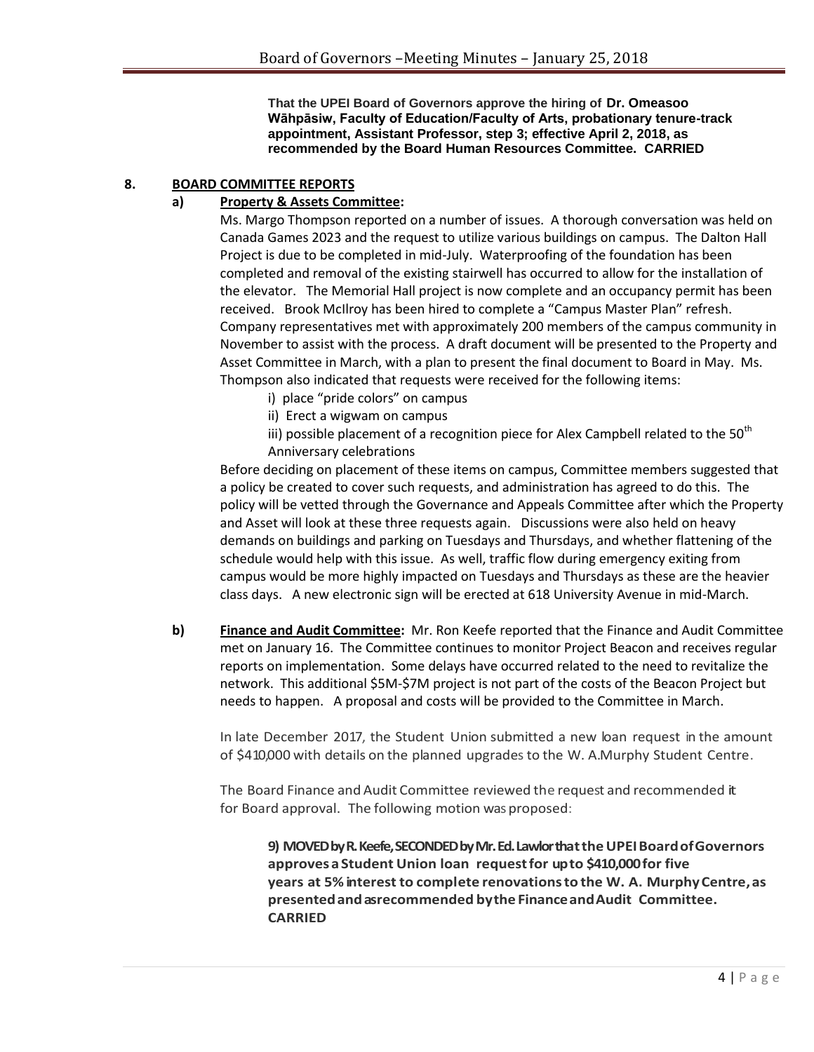**That the UPEI Board of Governors approve the hiring of Dr. Omeasoo Wāhpāsiw, Faculty of Education/Faculty of Arts, probationary tenure-track appointment, Assistant Professor, step 3; effective April 2, 2018, as recommended by the Board Human Resources Committee. CARRIED**

## 8. BOARD COMMITTEE REPORTS

### a) Property & Assets Committee:

Ms. Margo Thompson reported on a number of issues. A thorough conversation was held on Canada Games 2023 and the request to utilize various buildings on campus. The Dalton Hall Project is due to be completed in mid-July. Waterproofing of the foundation has been completed and removal of the existing stairwell has occurred to allow for the installation of the elevator. The Memorial Hall project is now complete and an occupancy permit has been received. Brook McIlroy has been hired to complete a "Campus Master Plan" refresh. Company representatives met with approximately 200 members of the campus community in November to assist with the process. A draft document will be presented to the Property and Asset Committee in March, with a plan to present the final document to Board in May. Ms. Thompson also indicated that requests were received for the following items:

i) place "pride colors" on campus
ii) Erect a wigwam on campus
iii) possible placement of a recognition piece for Alex Campbell related to the 50th Anniversary celebrations

Before deciding on placement of these items on campus, Committee members suggested that a policy be created to cover such requests, and administration has agreed to do this. The policy will be vetted through the Governance and Appeals Committee after which the Property and Asset will look at these three requests again. Discussions were also held on heavy demands on buildings and parking on Tuesdays and Thursdays, and whether flattening of the schedule would help with this issue. As well, traffic flow during emergency exiting from campus would be more highly impacted on Tuesdays and Thursdays as these are the heavier class days. A new electronic sign will be erected at 618 University Avenue in mid-March.

### b) Finance and Audit Committee:

Mr. Ron Keefe reported that the Finance and Audit Committee met on January 16. The Committee continues to monitor Project Beacon and receives regular reports on implementation. Some delays have occurred related to the need to revitalize the network. This additional \$5M-\$7M project is not part of the costs of the Beacon Project but needs to happen. A proposal and costs will be provided to the Committee in March.

In late December 2017, the Student Union submitted a new loan request in the amount of \$410,000 with details on the planned upgrades to the W. A.Murphy Student Centre.

The Board Finance and Audit Committee reviewed the request and recommended it for Board approval. The following motion was proposed:

**9) MOVED by R. Keefe, SECONDED by Mr. Ed. Lawlor that the UPEI Board of Governors approves a Student Union loan request for up to \$410,000 for five years at 5% interest to complete renovations to the W. A. Murphy Centre, as presented and as recommended by the Finance and Audit Committee. CARRIED**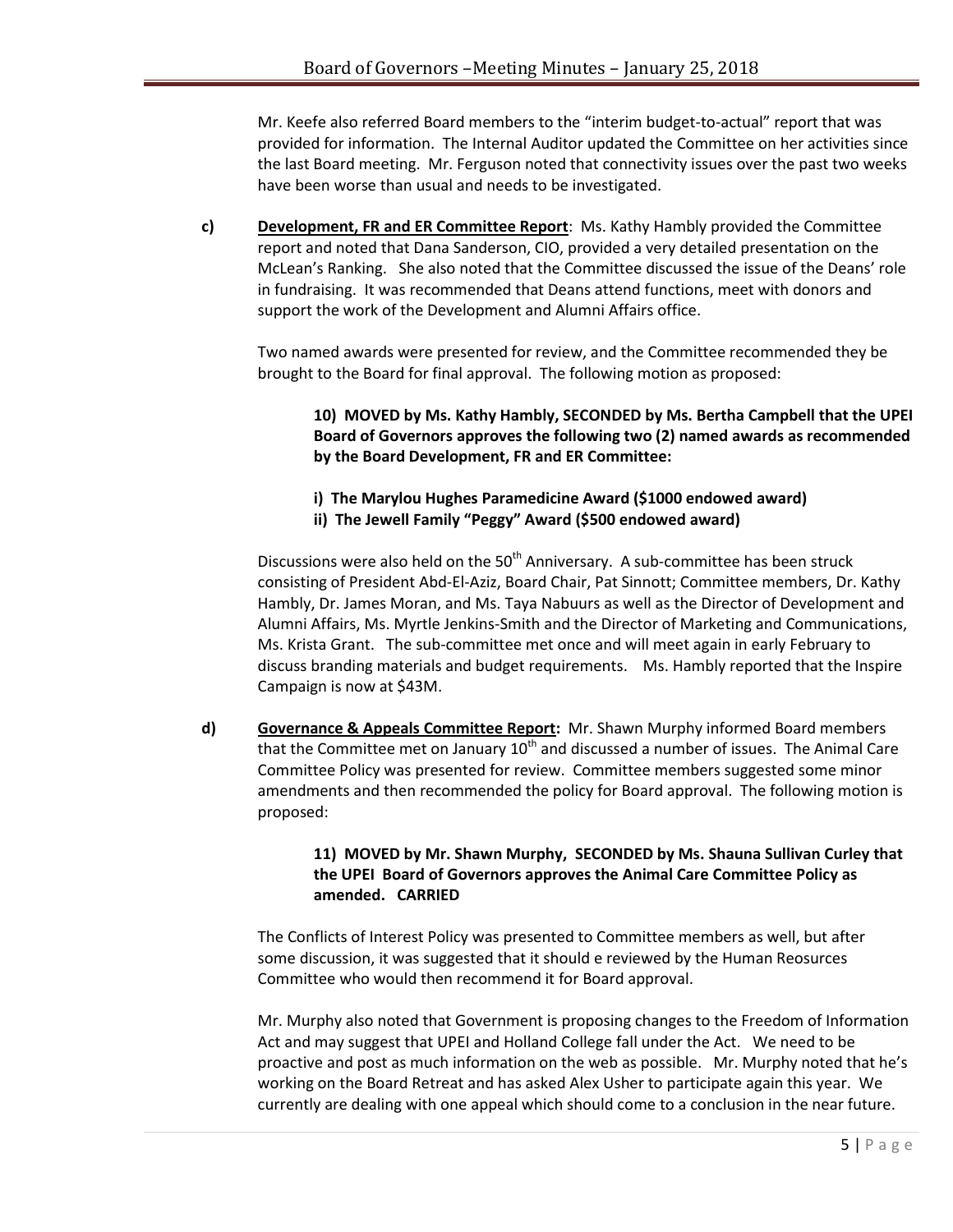Mr. Keefe also referred Board members to the "interim budget-to-actual" report that was provided for information. The Internal Auditor updated the Committee on her activities since the last Board meeting. Mr. Ferguson noted that connectivity issues over the past two weeks have been worse than usual and needs to be investigated.

**c)** **Development, FR and ER Committee Report**: Ms. Kathy Hambly provided the Committee report and noted that Dana Sanderson, CIO, provided a very detailed presentation on the McLean's Ranking. She also noted that the Committee discussed the issue of the Deans' role in fundraising. It was recommended that Deans attend functions, meet with donors and support the work of the Development and Alumni Affairs office.

Two named awards were presented for review, and the Committee recommended they be brought to the Board for final approval. The following motion as proposed:

> **10) MOVED by Ms. Kathy Hambly, SECONDED by Ms. Bertha Campbell that the UPEI Board of Governors approves the following two (2) named awards as recommended by the Board Development, FR and ER Committee:**
>
> **i) The Marylou Hughes Paramedicine Award ($1000 endowed award)**
> **ii) The Jewell Family "Peggy" Award ($500 endowed award)**

Discussions were also held on the 50th Anniversary. A sub-committee has been struck consisting of President Abd-El-Aziz, Board Chair, Pat Sinnott; Committee members, Dr. Kathy Hambly, Dr. James Moran, and Ms. Taya Nabuurs as well as the Director of Development and Alumni Affairs, Ms. Myrtle Jenkins-Smith and the Director of Marketing and Communications, Ms. Krista Grant. The sub-committee met once and will meet again in early February to discuss branding materials and budget requirements. Ms. Hambly reported that the Inspire Campaign is now at $43M.

**d)** **Governance & Appeals Committee Report:** Mr. Shawn Murphy informed Board members that the Committee met on January 10th and discussed a number of issues. The Animal Care Committee Policy was presented for review. Committee members suggested some minor amendments and then recommended the policy for Board approval. The following motion is proposed:

> **11) MOVED by Mr. Shawn Murphy, SECONDED by Ms. Shauna Sullivan Curley that the UPEI Board of Governors approves the Animal Care Committee Policy as amended. CARRIED**

The Conflicts of Interest Policy was presented to Committee members as well, but after some discussion, it was suggested that it should e reviewed by the Human Reosurces Committee who would then recommend it for Board approval.

Mr. Murphy also noted that Government is proposing changes to the Freedom of Information Act and may suggest that UPEI and Holland College fall under the Act. We need to be proactive and post as much information on the web as possible. Mr. Murphy noted that he's working on the Board Retreat and has asked Alex Usher to participate again this year. We currently are dealing with one appeal which should come to a conclusion in the near future.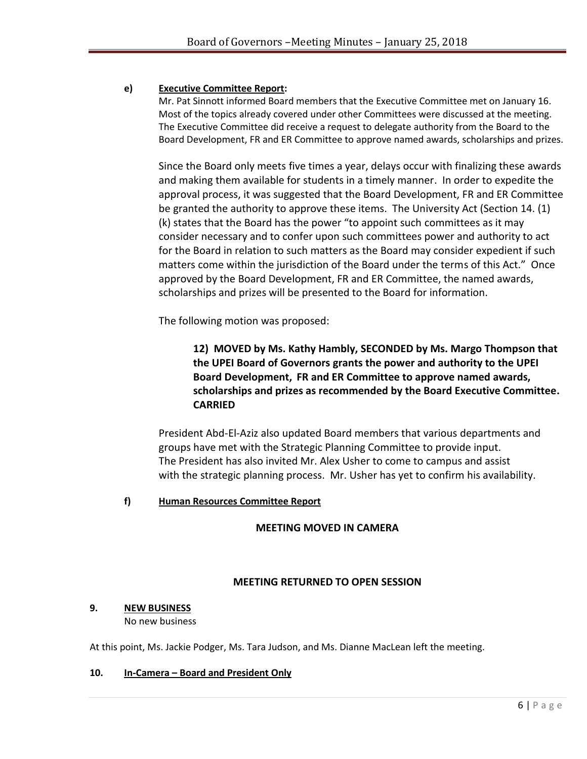**e) Executive Committee Report:**

Mr. Pat Sinnott informed Board members that the Executive Committee met on January 16. Most of the topics already covered under other Committees were discussed at the meeting. The Executive Committee did receive a request to delegate authority from the Board to the Board Development, FR and ER Committee to approve named awards, scholarships and prizes.

Since the Board only meets five times a year, delays occur with finalizing these awards and making them available for students in a timely manner. In order to expedite the approval process, it was suggested that the Board Development, FR and ER Committee be granted the authority to approve these items. The University Act (Section 14. (1) (k) states that the Board has the power "to appoint such committees as it may consider necessary and to confer upon such committees power and authority to act for the Board in relation to such matters as the Board may consider expedient if such matters come within the jurisdiction of the Board under the terms of this Act." Once approved by the Board Development, FR and ER Committee, the named awards, scholarships and prizes will be presented to the Board for information.

The following motion was proposed:

> **12) MOVED by Ms. Kathy Hambly, SECONDED by Ms. Margo Thompson that the UPEI Board of Governors grants the power and authority to the UPEI Board Development, FR and ER Committee to approve named awards, scholarships and prizes as recommended by the Board Executive Committee. CARRIED**

President Abd-El-Aziz also updated Board members that various departments and groups have met with the Strategic Planning Committee to provide input. The President has also invited Mr. Alex Usher to come to campus and assist with the strategic planning process. Mr. Usher has yet to confirm his availability.

**f) Human Resources Committee Report**

**MEETING MOVED IN CAMERA**

**MEETING RETURNED TO OPEN SESSION**

## 9. NEW BUSINESS

No new business

At this point, Ms. Jackie Podger, Ms. Tara Judson, and Ms. Dianne MacLean left the meeting.

## 10. In-Camera – Board and President Only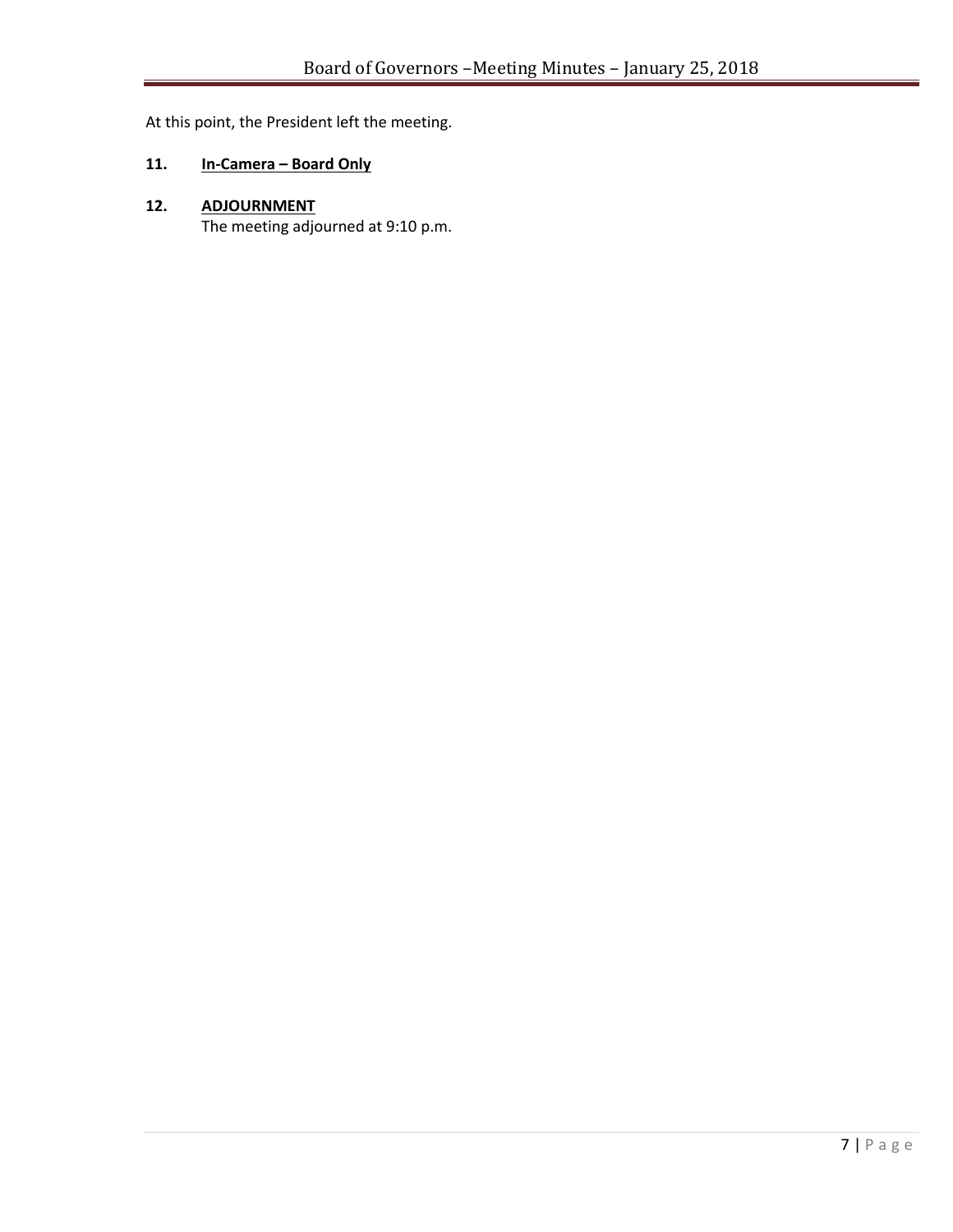At this point, the President left the meeting.

## 11. In-Camera – Board Only

## 12. ADJOURNMENT

The meeting adjourned at 9:10 p.m.